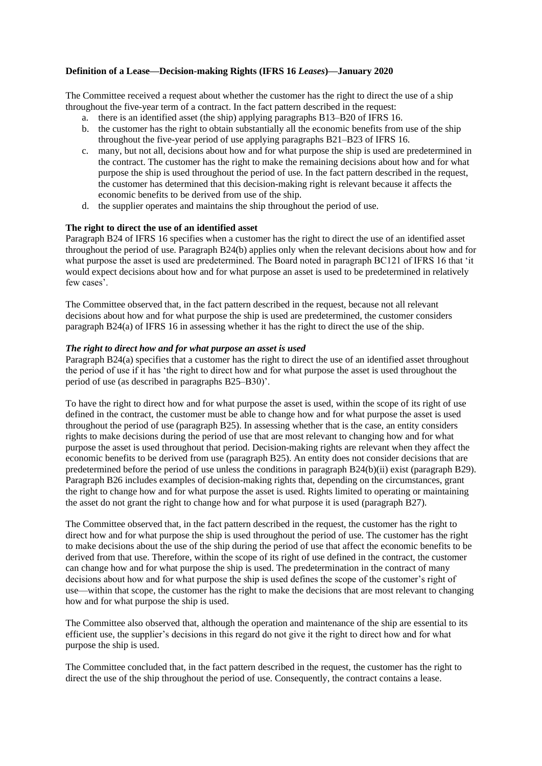**Definition of a Lease—Decision-making Rights (IFRS 16 *Leases*)—January 2020**

The Committee received a request about whether the customer has the right to direct the use of a ship throughout the five-year term of a contract. In the fact pattern described in the request:

a. there is an identified asset (the ship) applying paragraphs B13–B20 of IFRS 16.
b. the customer has the right to obtain substantially all the economic benefits from use of the ship throughout the five-year period of use applying paragraphs B21–B23 of IFRS 16.
c. many, but not all, decisions about how and for what purpose the ship is used are predetermined in the contract. The customer has the right to make the remaining decisions about how and for what purpose the ship is used throughout the period of use. In the fact pattern described in the request, the customer has determined that this decision-making right is relevant because it affects the economic benefits to be derived from use of the ship.
d. the supplier operates and maintains the ship throughout the period of use.

**The right to direct the use of an identified asset**

Paragraph B24 of IFRS 16 specifies when a customer has the right to direct the use of an identified asset throughout the period of use. Paragraph B24(b) applies only when the relevant decisions about how and for what purpose the asset is used are predetermined. The Board noted in paragraph BC121 of IFRS 16 that 'it would expect decisions about how and for what purpose an asset is used to be predetermined in relatively few cases'.

The Committee observed that, in the fact pattern described in the request, because not all relevant decisions about how and for what purpose the ship is used are predetermined, the customer considers paragraph B24(a) of IFRS 16 in assessing whether it has the right to direct the use of the ship.

***The right to direct how and for what purpose an asset is used***

Paragraph B24(a) specifies that a customer has the right to direct the use of an identified asset throughout the period of use if it has 'the right to direct how and for what purpose the asset is used throughout the period of use (as described in paragraphs B25–B30)'.

To have the right to direct how and for what purpose the asset is used, within the scope of its right of use defined in the contract, the customer must be able to change how and for what purpose the asset is used throughout the period of use (paragraph B25). In assessing whether that is the case, an entity considers rights to make decisions during the period of use that are most relevant to changing how and for what purpose the asset is used throughout that period. Decision-making rights are relevant when they affect the economic benefits to be derived from use (paragraph B25). An entity does not consider decisions that are predetermined before the period of use unless the conditions in paragraph B24(b)(ii) exist (paragraph B29). Paragraph B26 includes examples of decision-making rights that, depending on the circumstances, grant the right to change how and for what purpose the asset is used. Rights limited to operating or maintaining the asset do not grant the right to change how and for what purpose it is used (paragraph B27).

The Committee observed that, in the fact pattern described in the request, the customer has the right to direct how and for what purpose the ship is used throughout the period of use. The customer has the right to make decisions about the use of the ship during the period of use that affect the economic benefits to be derived from that use. Therefore, within the scope of its right of use defined in the contract, the customer can change how and for what purpose the ship is used. The predetermination in the contract of many decisions about how and for what purpose the ship is used defines the scope of the customer's right of use—within that scope, the customer has the right to make the decisions that are most relevant to changing how and for what purpose the ship is used.

The Committee also observed that, although the operation and maintenance of the ship are essential to its efficient use, the supplier's decisions in this regard do not give it the right to direct how and for what purpose the ship is used.

The Committee concluded that, in the fact pattern described in the request, the customer has the right to direct the use of the ship throughout the period of use. Consequently, the contract contains a lease.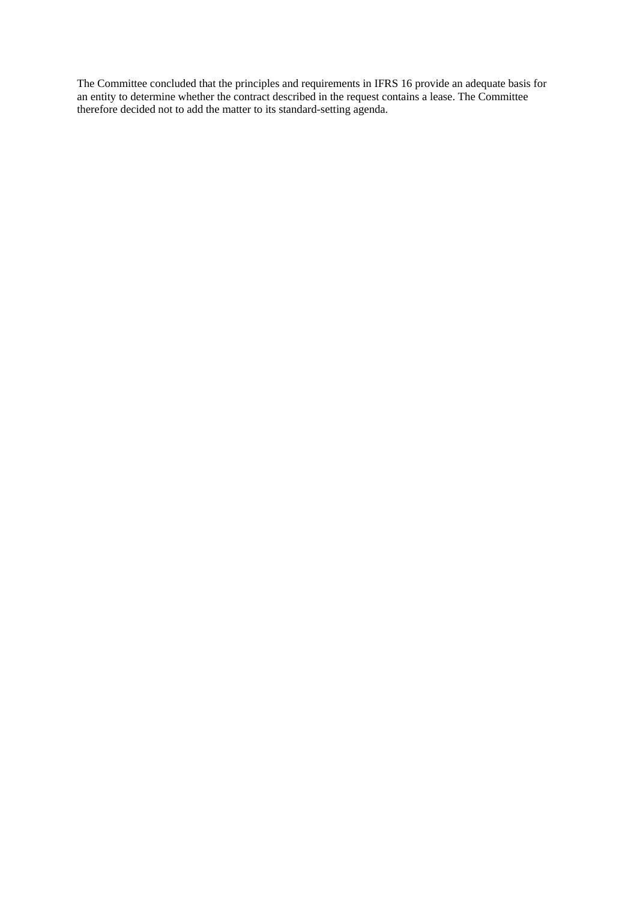The Committee concluded that the principles and requirements in IFRS 16 provide an adequate basis for an entity to determine whether the contract described in the request contains a lease. The Committee therefore decided not to add the matter to its standard-setting agenda.